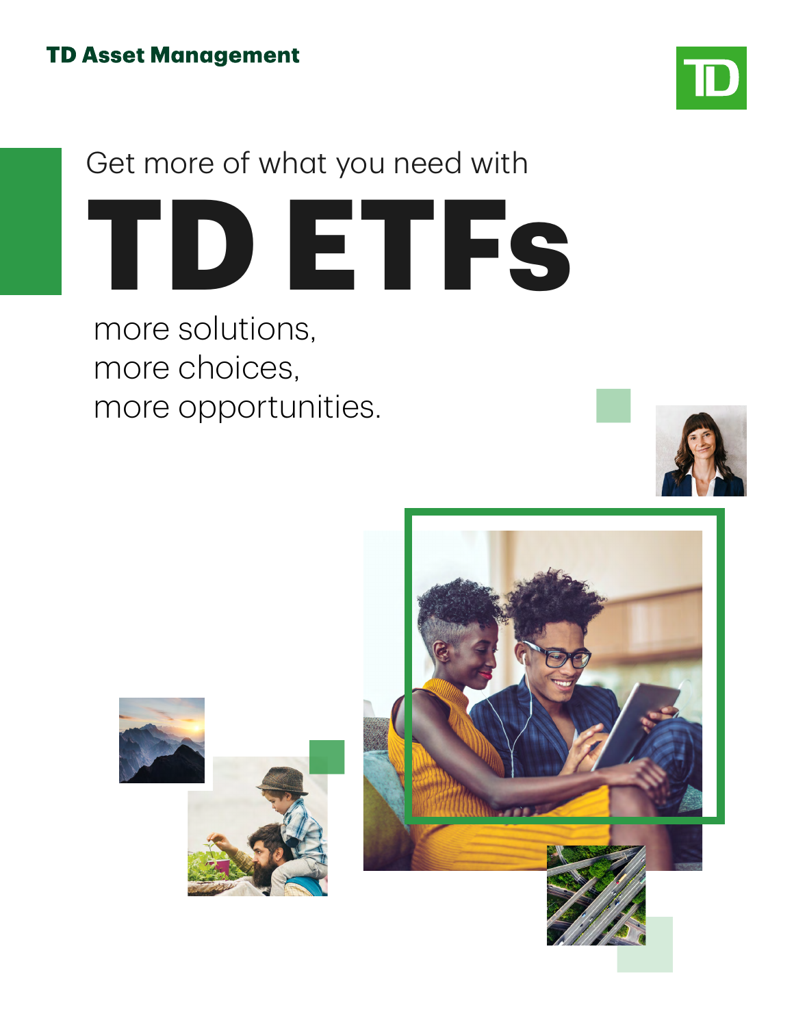TD Asset Management

Get more of what you need with

# TD ETFs

more solutions,
more choices,
more opportunities.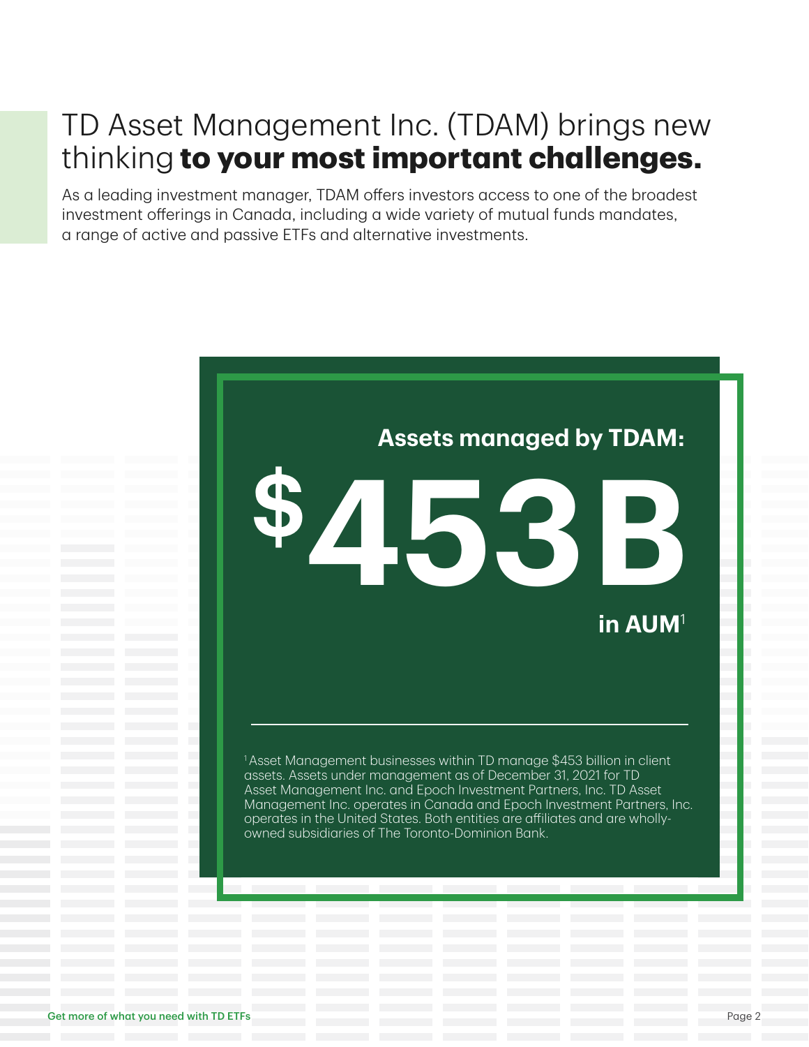# TD Asset Management Inc. (TDAM) brings new thinking **to your most important challenges.**

As a leading investment manager, TDAM offers investors access to one of the broadest investment offerings in Canada, including a wide variety of mutual funds mandates, a range of active and passive ETFs and alternative investments.

**Assets managed by TDAM:**

**$453B**

**in AUM**[1]

[1] Asset Management businesses within TD manage $453 billion in client assets. Assets under management as of December 31, 2021 for TD Asset Management Inc. and Epoch Investment Partners, Inc. TD Asset Management Inc. operates in Canada and Epoch Investment Partners, Inc. operates in the United States. Both entities are affiliates and are wholly-owned subsidiaries of The Toronto-Dominion Bank.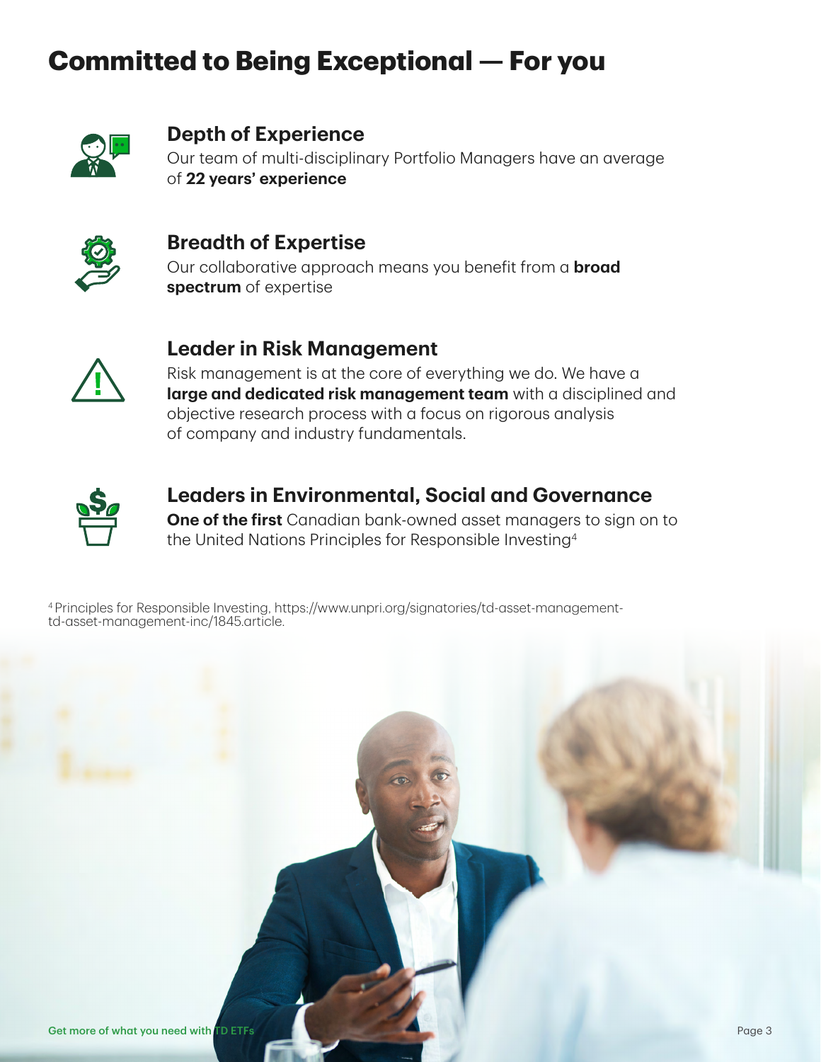# Committed to Being Exceptional — For you

### Depth of Experience

Our team of multi-disciplinary Portfolio Managers have an average of **22 years' experience**

### Breadth of Expertise

Our collaborative approach means you benefit from a **broad spectrum** of expertise

### Leader in Risk Management

Risk management is at the core of everything we do. We have a **large and dedicated risk management team** with a disciplined and objective research process with a focus on rigorous analysis of company and industry fundamentals.

### Leaders in Environmental, Social and Governance

**One of the first** Canadian bank-owned asset managers to sign on to the United Nations Principles for Responsible Investing[4]

[4] Principles for Responsible Investing, https://www.unpri.org/signatories/td-asset-management-td-asset-management-inc/1845.article.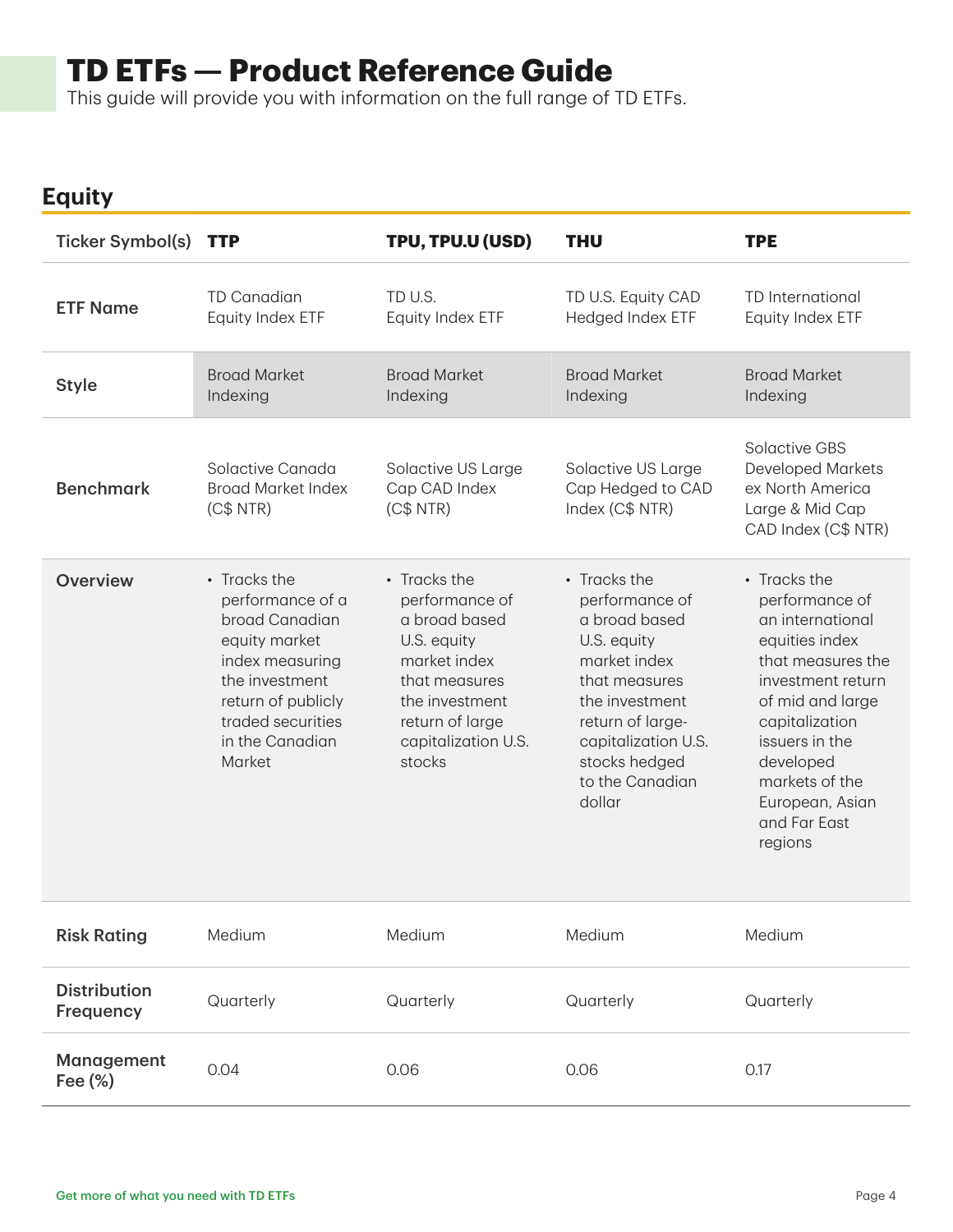# TD ETFs — Product Reference Guide

This guide will provide you with information on the full range of TD ETFs.

## Equity

| Ticker Symbol(s) | TTP | TPU, TPU.U (USD) | THU | TPE |
|---|---|---|---|---|
| **ETF Name** | TD Canadian Equity Index ETF | TD U.S. Equity Index ETF | TD U.S. Equity CAD Hedged Index ETF | TD International Equity Index ETF |
| **Style** | Broad Market Indexing | Broad Market Indexing | Broad Market Indexing | Broad Market Indexing |
| **Benchmark** | Solactive Canada Broad Market Index (C$ NTR) | Solactive US Large Cap CAD Index (C$ NTR) | Solactive US Large Cap Hedged to CAD Index (C$ NTR) | Solactive GBS Developed Markets ex North America Large & Mid Cap CAD Index (C$ NTR) |
| **Overview** | • Tracks the performance of a broad Canadian equity market index measuring the investment return of publicly traded securities in the Canadian Market | • Tracks the performance of a broad based U.S. equity market index that measures the investment return of large capitalization U.S. stocks | • Tracks the performance of a broad based U.S. equity market index that measures the investment return of large-capitalization U.S. stocks hedged to the Canadian dollar | • Tracks the performance of an international equities index that measures the investment return of mid and large capitalization issuers in the developed markets of the European, Asian and Far East regions |
| **Risk Rating** | Medium | Medium | Medium | Medium |
| **Distribution Frequency** | Quarterly | Quarterly | Quarterly | Quarterly |
| **Management Fee (%)** | 0.04 | 0.06 | 0.06 | 0.17 |

Get more of what you need with TD ETFs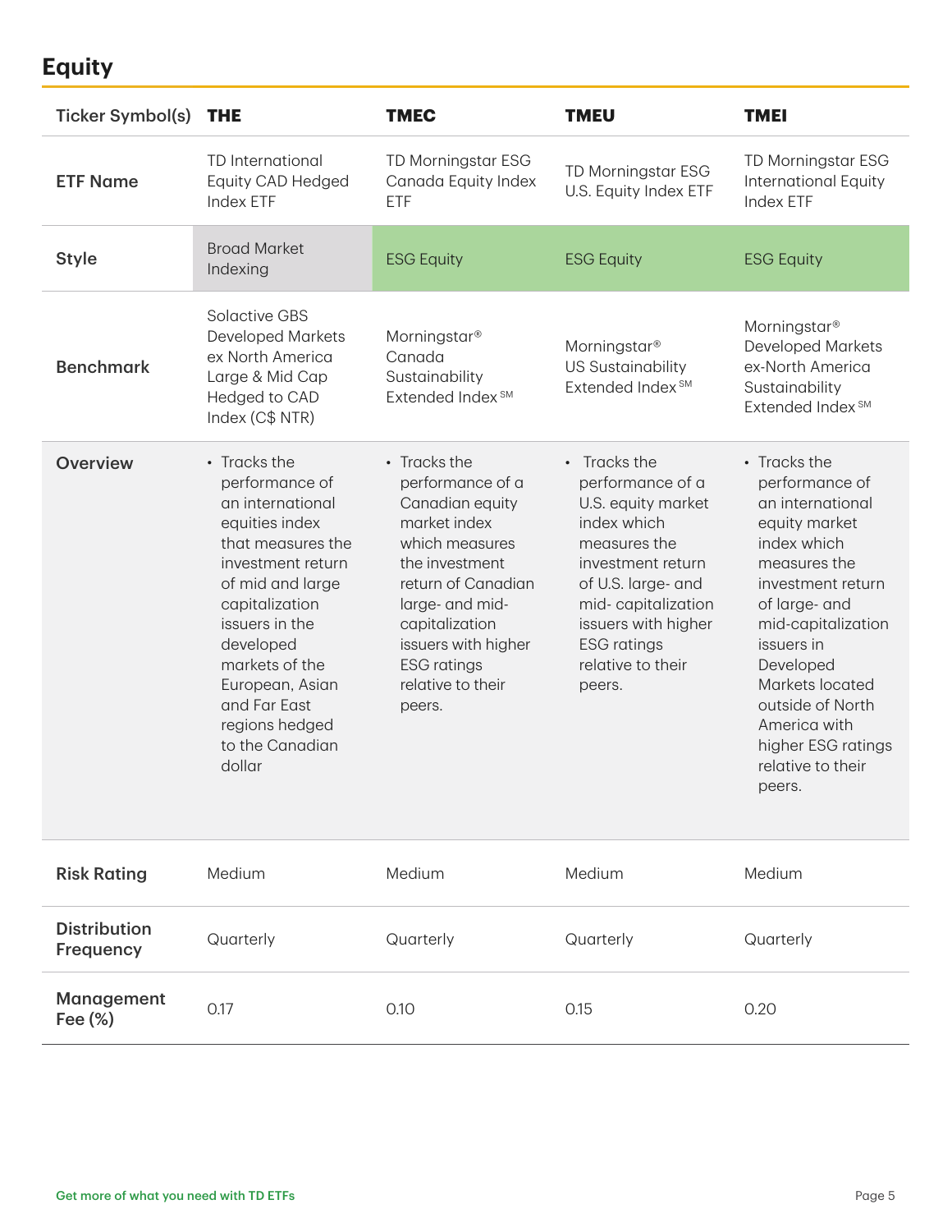## Equity

| Ticker Symbol(s) | THE | TMEC | TMEU | TMEI |
|---|---|---|---|---|
| **ETF Name** | TD International Equity CAD Hedged Index ETF | TD Morningstar ESG Canada Equity Index ETF | TD Morningstar ESG U.S. Equity Index ETF | TD Morningstar ESG International Equity Index ETF |
| **Style** | Broad Market Indexing | ESG Equity | ESG Equity | ESG Equity |
| **Benchmark** | Solactive GBS Developed Markets ex North America Large & Mid Cap Hedged to CAD Index (C$ NTR) | Morningstar® Canada Sustainability Extended Index℠ | Morningstar® US Sustainability Extended Index℠ | Morningstar® Developed Markets ex-North America Sustainability Extended Index℠ |
| **Overview** | • Tracks the performance of an international equities index that measures the investment return of mid and large capitalization issuers in the developed markets of the European, Asian and Far East regions hedged to the Canadian dollar | • Tracks the performance of a Canadian equity market index which measures the investment return of Canadian large- and mid-capitalization issuers with higher ESG ratings relative to their peers. | • Tracks the performance of a U.S. equity market index which measures the investment return of U.S. large- and mid- capitalization issuers with higher ESG ratings relative to their peers. | • Tracks the performance of an international equity market index which measures the investment return of large- and mid-capitalization issuers in Developed Markets located outside of North America with higher ESG ratings relative to their peers. |
| **Risk Rating** | Medium | Medium | Medium | Medium |
| **Distribution Frequency** | Quarterly | Quarterly | Quarterly | Quarterly |
| **Management Fee (%)** | 0.17 | 0.10 | 0.15 | 0.20 |

Get more of what you need with TD ETFs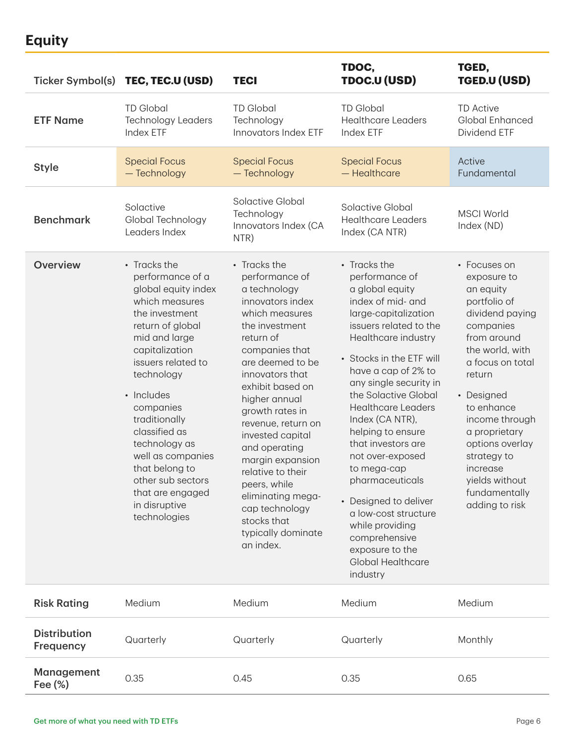## Equity

| Ticker Symbol(s) | TEC, TEC.U (USD) | TECI | TDOC, TDOC.U (USD) | TGED, TGED.U (USD) |
|---|---|---|---|---|
| ETF Name | TD Global Technology Leaders Index ETF | TD Global Technology Innovators Index ETF | TD Global Healthcare Leaders Index ETF | TD Active Global Enhanced Dividend ETF |
| Style | Special Focus — Technology | Special Focus — Technology | Special Focus — Healthcare | Active Fundamental |
| Benchmark | Solactive Global Technology Leaders Index | Solactive Global Technology Innovators Index (CA NTR) | Solactive Global Healthcare Leaders Index (CA NTR) | MSCI World Index (ND) |
| Overview | • Tracks the performance of a global equity index which measures the investment return of global mid and large capitalization issuers related to technology<br>• Includes companies traditionally classified as technology as well as companies that belong to other sub sectors that are engaged in disruptive technologies | • Tracks the performance of a technology innovators index which measures the investment return of companies that are deemed to be innovators that exhibit based on higher annual growth rates in revenue, return on invested capital and operating margin expansion relative to their peers, while eliminating mega-cap technology stocks that typically dominate an index. | • Tracks the performance of a global equity index of mid- and large-capitalization issuers related to the Healthcare industry<br>• Stocks in the ETF will have a cap of 2% to any single security in the Solactive Global Healthcare Leaders Index (CA NTR), helping to ensure that investors are not over-exposed to mega-cap pharmaceuticals<br>• Designed to deliver a low-cost structure while providing comprehensive exposure to the Global Healthcare industry | • Focuses on exposure to an equity portfolio of dividend paying companies from around the world, with a focus on total return<br>• Designed to enhance income through a proprietary options overlay strategy to increase yields without fundamentally adding to risk |
| Risk Rating | Medium | Medium | Medium | Medium |
| Distribution Frequency | Quarterly | Quarterly | Quarterly | Monthly |
| Management Fee (%) | 0.35 | 0.45 | 0.35 | 0.65 |

Get more of what you need with TD ETFs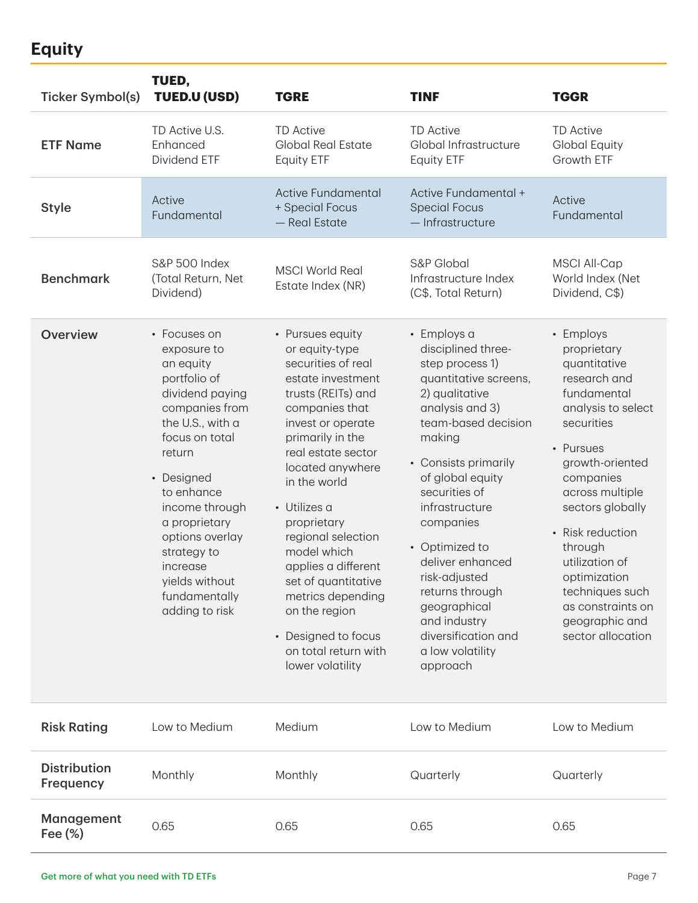## Equity

| Ticker Symbol(s) | TUED, TUED.U (USD) | TGRE | TINF | TGGR |
|---|---|---|---|---|
| **ETF Name** | TD Active U.S. Enhanced Dividend ETF | TD Active Global Real Estate Equity ETF | TD Active Global Infrastructure Equity ETF | TD Active Global Equity Growth ETF |
| **Style** | Active Fundamental | Active Fundamental + Special Focus — Real Estate | Active Fundamental + Special Focus — Infrastructure | Active Fundamental |
| **Benchmark** | S&P 500 Index (Total Return, Net Dividend) | MSCI World Real Estate Index (NR) | S&P Global Infrastructure Index (C$, Total Return) | MSCI All-Cap World Index (Net Dividend, C$) |
| **Overview** | • Focuses on exposure to an equity portfolio of dividend paying companies from the U.S., with a focus on total return<br>• Designed to enhance income through a proprietary options overlay strategy to increase yields without fundamentally adding to risk | • Pursues equity or equity-type securities of real estate investment trusts (REITs) and companies that invest or operate primarily in the real estate sector located anywhere in the world<br>• Utilizes a proprietary regional selection model which applies a different set of quantitative metrics depending on the region<br>• Designed to focus on total return with lower volatility | • Employs a disciplined three-step process 1) quantitative screens, 2) qualitative analysis and 3) team-based decision making<br>• Consists primarily of global equity securities of infrastructure companies<br>• Optimized to deliver enhanced risk-adjusted returns through geographical and industry diversification and a low volatility approach | • Employs proprietary quantitative research and fundamental analysis to select securities<br>• Pursues growth-oriented companies across multiple sectors globally<br>• Risk reduction through utilization of optimization techniques such as constraints on geographic and sector allocation |
| **Risk Rating** | Low to Medium | Medium | Low to Medium | Low to Medium |
| **Distribution Frequency** | Monthly | Monthly | Quarterly | Quarterly |
| **Management Fee (%)** | 0.65 | 0.65 | 0.65 | 0.65 |

Get more of what you need with TD ETFs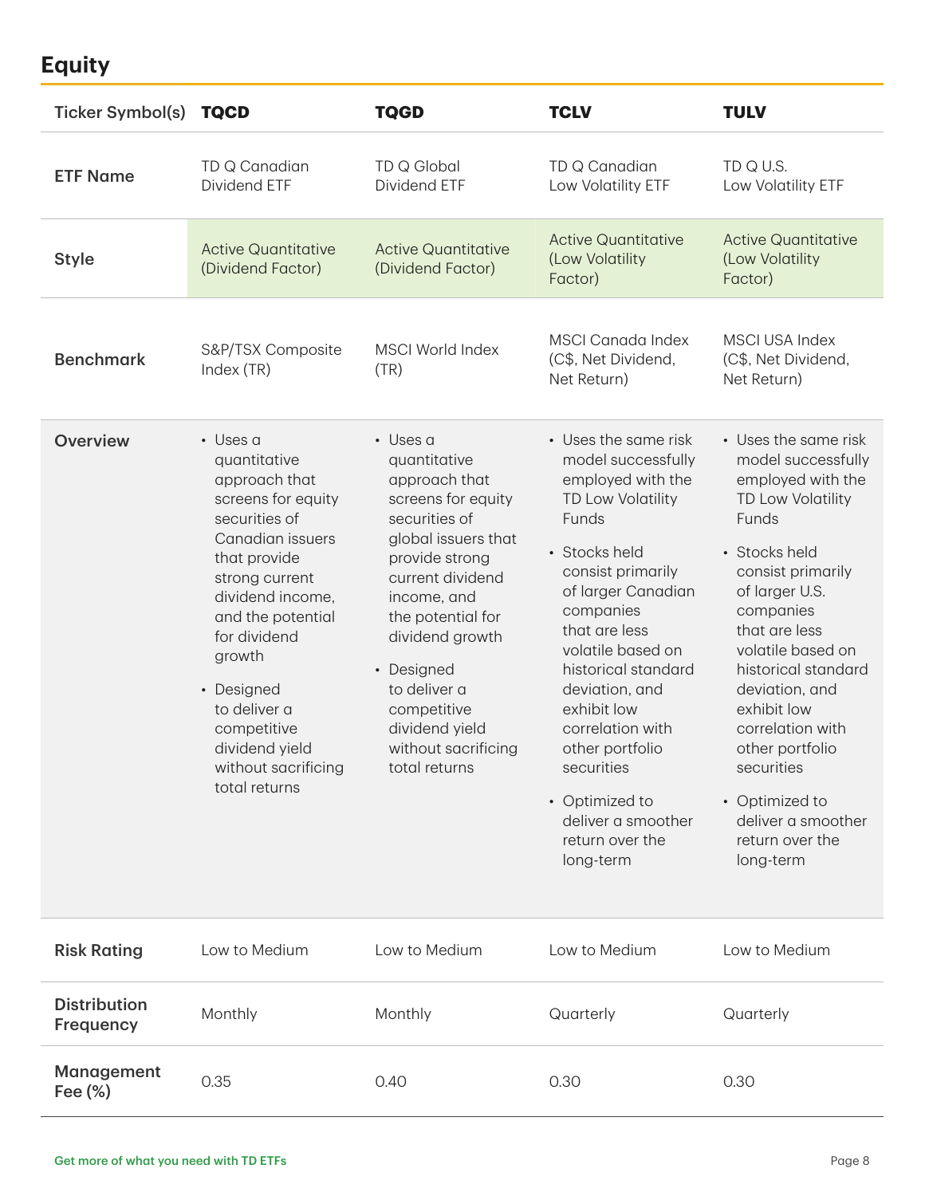## Equity

| Ticker Symbol(s) | TQCD | TQGD | TCLV | TULV |
|---|---|---|---|---|
| ETF Name | TD Q Canadian Dividend ETF | TD Q Global Dividend ETF | TD Q Canadian Low Volatility ETF | TD Q U.S. Low Volatility ETF |
| Style | Active Quantitative (Dividend Factor) | Active Quantitative (Dividend Factor) | Active Quantitative (Low Volatility Factor) | Active Quantitative (Low Volatility Factor) |
| Benchmark | S&P/TSX Composite Index (TR) | MSCI World Index (TR) | MSCI Canada Index (C$, Net Dividend, Net Return) | MSCI USA Index (C$, Net Dividend, Net Return) |
| Overview | • Uses a quantitative approach that screens for equity securities of Canadian issuers that provide strong current dividend income, and the potential for dividend growth<br>• Designed to deliver a competitive dividend yield without sacrificing total returns | • Uses a quantitative approach that screens for equity securities of global issuers that provide strong current dividend income, and the potential for dividend growth<br>• Designed to deliver a competitive dividend yield without sacrificing total returns | • Uses the same risk model successfully employed with the TD Low Volatility Funds<br>• Stocks held consist primarily of larger Canadian companies that are less volatile based on historical standard deviation, and exhibit low correlation with other portfolio securities<br>• Optimized to deliver a smoother return over the long-term | • Uses the same risk model successfully employed with the TD Low Volatility Funds<br>• Stocks held consist primarily of larger U.S. companies that are less volatile based on historical standard deviation, and exhibit low correlation with other portfolio securities<br>• Optimized to deliver a smoother return over the long-term |
| Risk Rating | Low to Medium | Low to Medium | Low to Medium | Low to Medium |
| Distribution Frequency | Monthly | Monthly | Quarterly | Quarterly |
| Management Fee (%) | 0.35 | 0.40 | 0.30 | 0.30 |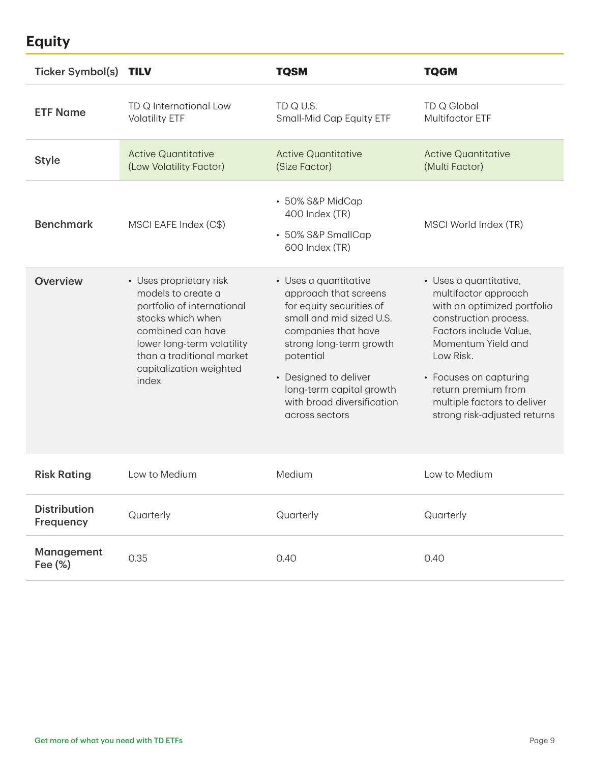## Equity

| Ticker Symbol(s) | TILV | TQSM | TQGM |
| --- | --- | --- | --- |
| ETF Name | TD Q International Low Volatility ETF | TD Q U.S. Small-Mid Cap Equity ETF | TD Q Global Multifactor ETF |
| Style | Active Quantitative (Low Volatility Factor) | Active Quantitative (Size Factor) | Active Quantitative (Multi Factor) |
| Benchmark | MSCI EAFE Index (C$) | • 50% S&P MidCap 400 Index (TR)<br>• 50% S&P SmallCap 600 Index (TR) | MSCI World Index (TR) |
| Overview | • Uses proprietary risk models to create a portfolio of international stocks which when combined can have lower long-term volatility than a traditional market capitalization weighted index | • Uses a quantitative approach that screens for equity securities of small and mid sized U.S. companies that have strong long-term growth potential<br>• Designed to deliver long-term capital growth with broad diversification across sectors | • Uses a quantitative, multifactor approach with an optimized portfolio construction process. Factors include Value, Momentum Yield and Low Risk.<br>• Focuses on capturing return premium from multiple factors to deliver strong risk-adjusted returns |
| Risk Rating | Low to Medium | Medium | Low to Medium |
| Distribution Frequency | Quarterly | Quarterly | Quarterly |
| Management Fee (%) | 0.35 | 0.40 | 0.40 |

Get more of what you need with TD ETFs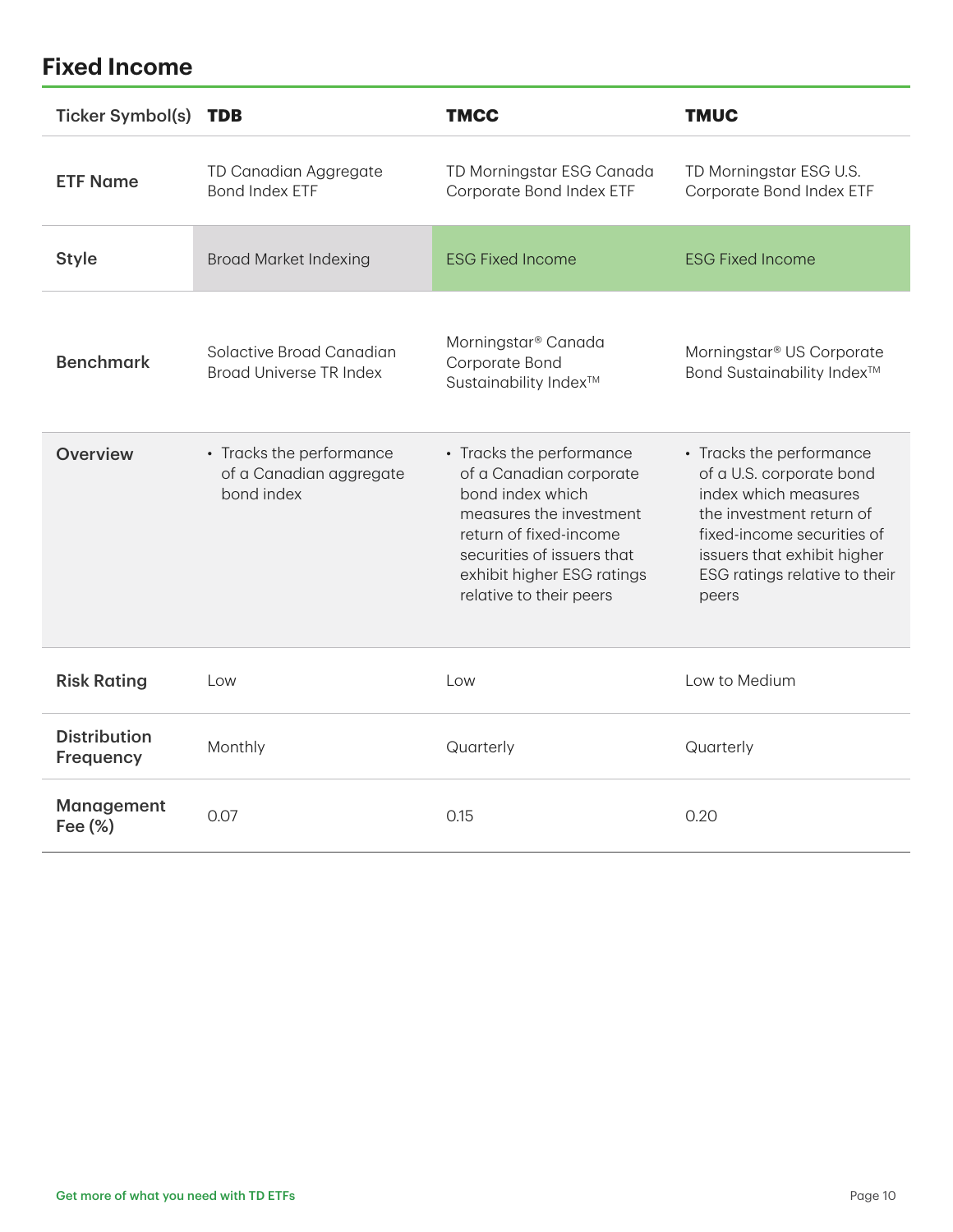## Fixed Income

| Ticker Symbol(s) | **TDB** | **TMCC** | **TMUC** |
|---|---|---|---|
| **ETF Name** | TD Canadian Aggregate Bond Index ETF | TD Morningstar ESG Canada Corporate Bond Index ETF | TD Morningstar ESG U.S. Corporate Bond Index ETF |
| **Style** | Broad Market Indexing | ESG Fixed Income | ESG Fixed Income |
| **Benchmark** | Solactive Broad Canadian Broad Universe TR Index | Morningstar® Canada Corporate Bond Sustainability Index™ | Morningstar® US Corporate Bond Sustainability Index™ |
| **Overview** | • Tracks the performance of a Canadian aggregate bond index | • Tracks the performance of a Canadian corporate bond index which measures the investment return of fixed-income securities of issuers that exhibit higher ESG ratings relative to their peers | • Tracks the performance of a U.S. corporate bond index which measures the investment return of fixed-income securities of issuers that exhibit higher ESG ratings relative to their peers |
| **Risk Rating** | Low | Low | Low to Medium |
| **Distribution Frequency** | Monthly | Quarterly | Quarterly |
| **Management Fee (%)** | 0.07 | 0.15 | 0.20 |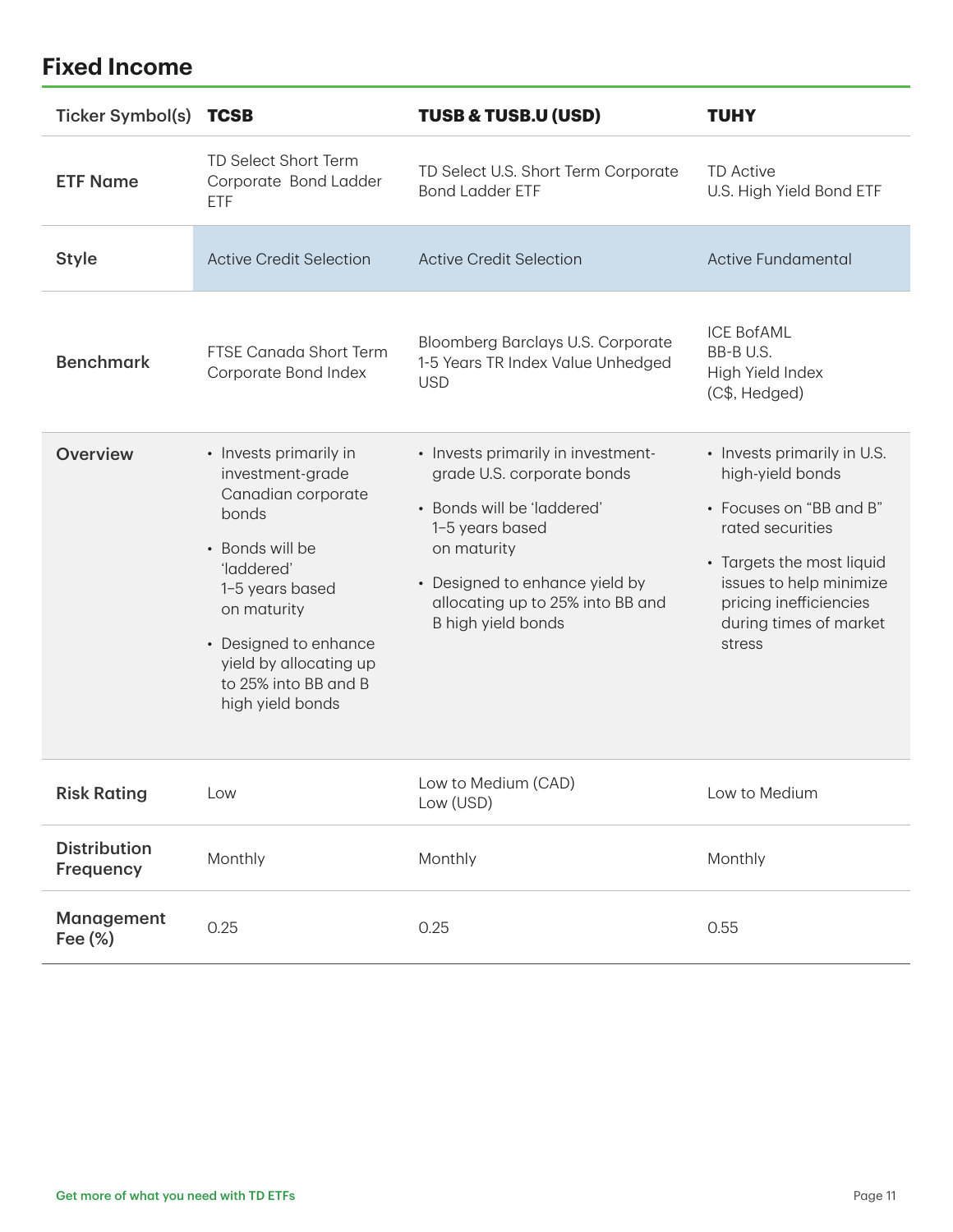## Fixed Income

| Ticker Symbol(s) | **TCSB** | **TUSB & TUSB.U (USD)** | **TUHY** |
|---|---|---|---|
| **ETF Name** | TD Select Short Term Corporate Bond Ladder ETF | TD Select U.S. Short Term Corporate Bond Ladder ETF | TD Active U.S. High Yield Bond ETF |
| **Style** | Active Credit Selection | Active Credit Selection | Active Fundamental |
| **Benchmark** | FTSE Canada Short Term Corporate Bond Index | Bloomberg Barclays U.S. Corporate 1-5 Years TR Index Value Unhedged USD | ICE BofAML BB-B U.S. High Yield Index (C$, Hedged) |
| **Overview** | • Invests primarily in investment-grade Canadian corporate bonds<br>• Bonds will be 'laddered' 1–5 years based on maturity<br>• Designed to enhance yield by allocating up to 25% into BB and B high yield bonds | • Invests primarily in investment-grade U.S. corporate bonds<br>• Bonds will be 'laddered' 1–5 years based on maturity<br>• Designed to enhance yield by allocating up to 25% into BB and B high yield bonds | • Invests primarily in U.S. high-yield bonds<br>• Focuses on "BB and B" rated securities<br>• Targets the most liquid issues to help minimize pricing inefficiencies during times of market stress |
| **Risk Rating** | Low | Low to Medium (CAD)<br>Low (USD) | Low to Medium |
| **Distribution Frequency** | Monthly | Monthly | Monthly |
| **Management Fee (%)** | 0.25 | 0.25 | 0.55 |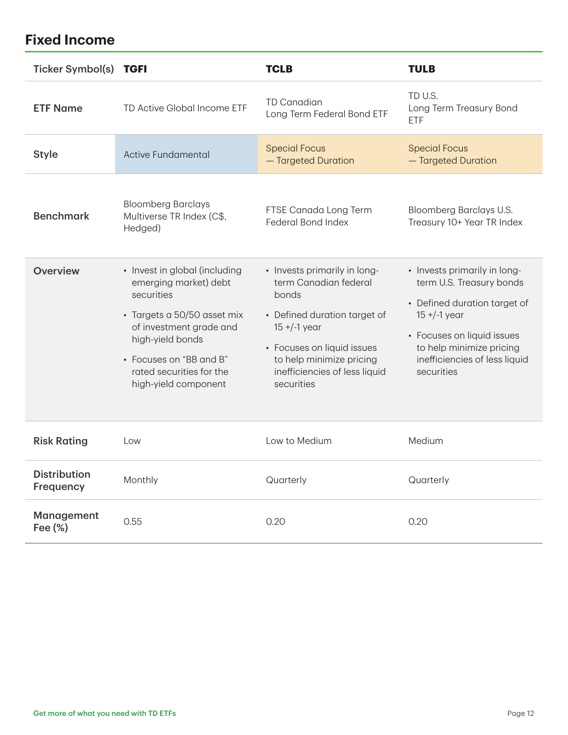## Fixed Income

| Ticker Symbol(s) | TGFI | TCLB | TULB |
|---|---|---|---|
| **ETF Name** | TD Active Global Income ETF | TD Canadian Long Term Federal Bond ETF | TD U.S. Long Term Treasury Bond ETF |
| **Style** | Active Fundamental | Special Focus — Targeted Duration | Special Focus — Targeted Duration |
| **Benchmark** | Bloomberg Barclays Multiverse TR Index (C$, Hedged) | FTSE Canada Long Term Federal Bond Index | Bloomberg Barclays U.S. Treasury 10+ Year TR Index |
| **Overview** | • Invest in global (including emerging market) debt securities<br>• Targets a 50/50 asset mix of investment grade and high-yield bonds<br>• Focuses on "BB and B" rated securities for the high-yield component | • Invests primarily in long-term Canadian federal bonds<br>• Defined duration target of 15 +/-1 year<br>• Focuses on liquid issues to help minimize pricing inefficiencies of less liquid securities | • Invests primarily in long-term U.S. Treasury bonds<br>• Defined duration target of 15 +/-1 year<br>• Focuses on liquid issues to help minimize pricing inefficiencies of less liquid securities |
| **Risk Rating** | Low | Low to Medium | Medium |
| **Distribution Frequency** | Monthly | Quarterly | Quarterly |
| **Management Fee (%)** | 0.55 | 0.20 | 0.20 |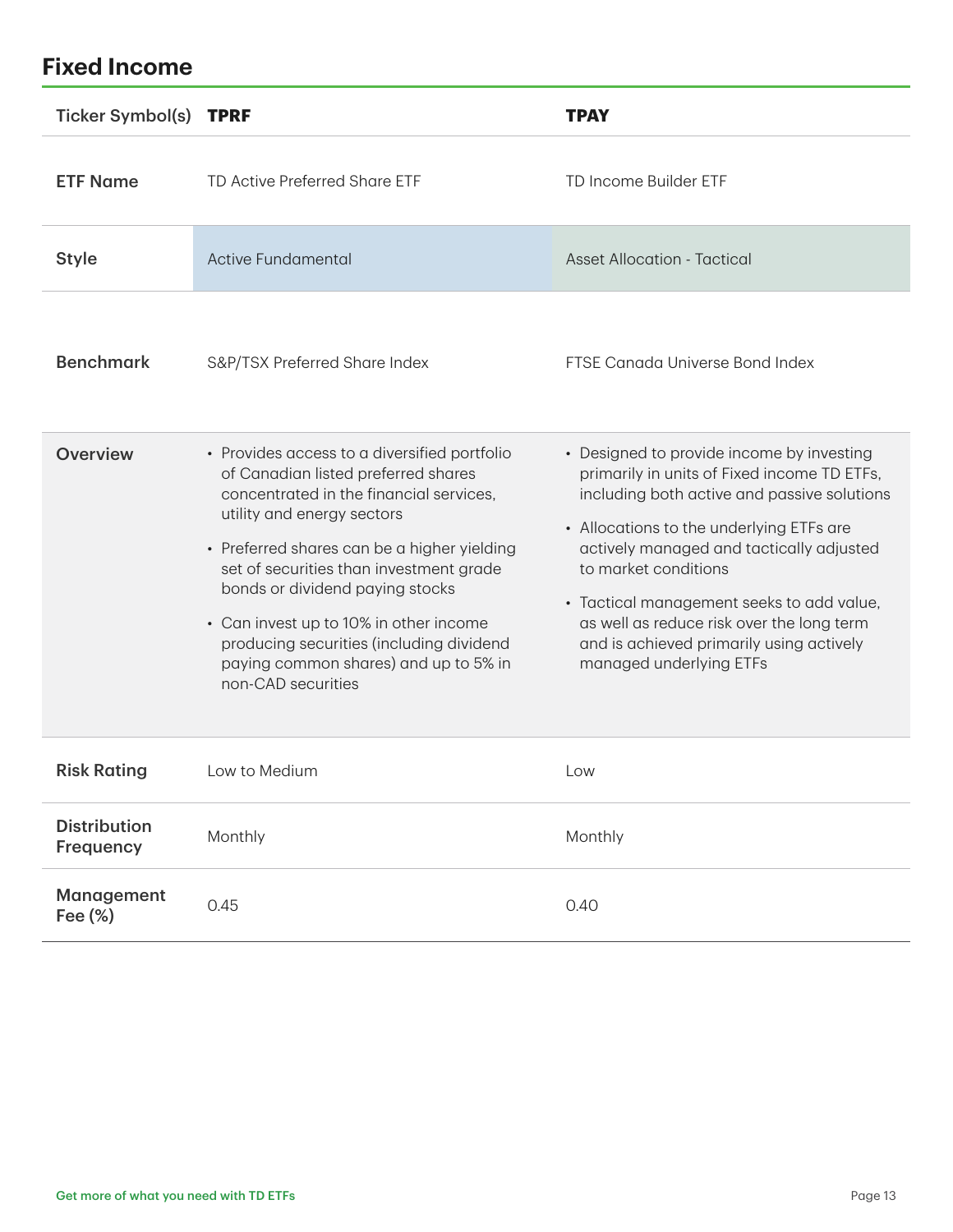## Fixed Income

| Ticker Symbol(s) | **TPRF** | **TPAY** |
|---|---|---|
| **ETF Name** | TD Active Preferred Share ETF | TD Income Builder ETF |
| **Style** | Active Fundamental | Asset Allocation - Tactical |
| **Benchmark** | S&P/TSX Preferred Share Index | FTSE Canada Universe Bond Index |
| **Overview** | • Provides access to a diversified portfolio of Canadian listed preferred shares concentrated in the financial services, utility and energy sectors<br>• Preferred shares can be a higher yielding set of securities than investment grade bonds or dividend paying stocks<br>• Can invest up to 10% in other income producing securities (including dividend paying common shares) and up to 5% in non-CAD securities | • Designed to provide income by investing primarily in units of Fixed income TD ETFs, including both active and passive solutions<br>• Allocations to the underlying ETFs are actively managed and tactically adjusted to market conditions<br>• Tactical management seeks to add value, as well as reduce risk over the long term and is achieved primarily using actively managed underlying ETFs |
| **Risk Rating** | Low to Medium | Low |
| **Distribution Frequency** | Monthly | Monthly |
| **Management Fee (%)** | 0.45 | 0.40 |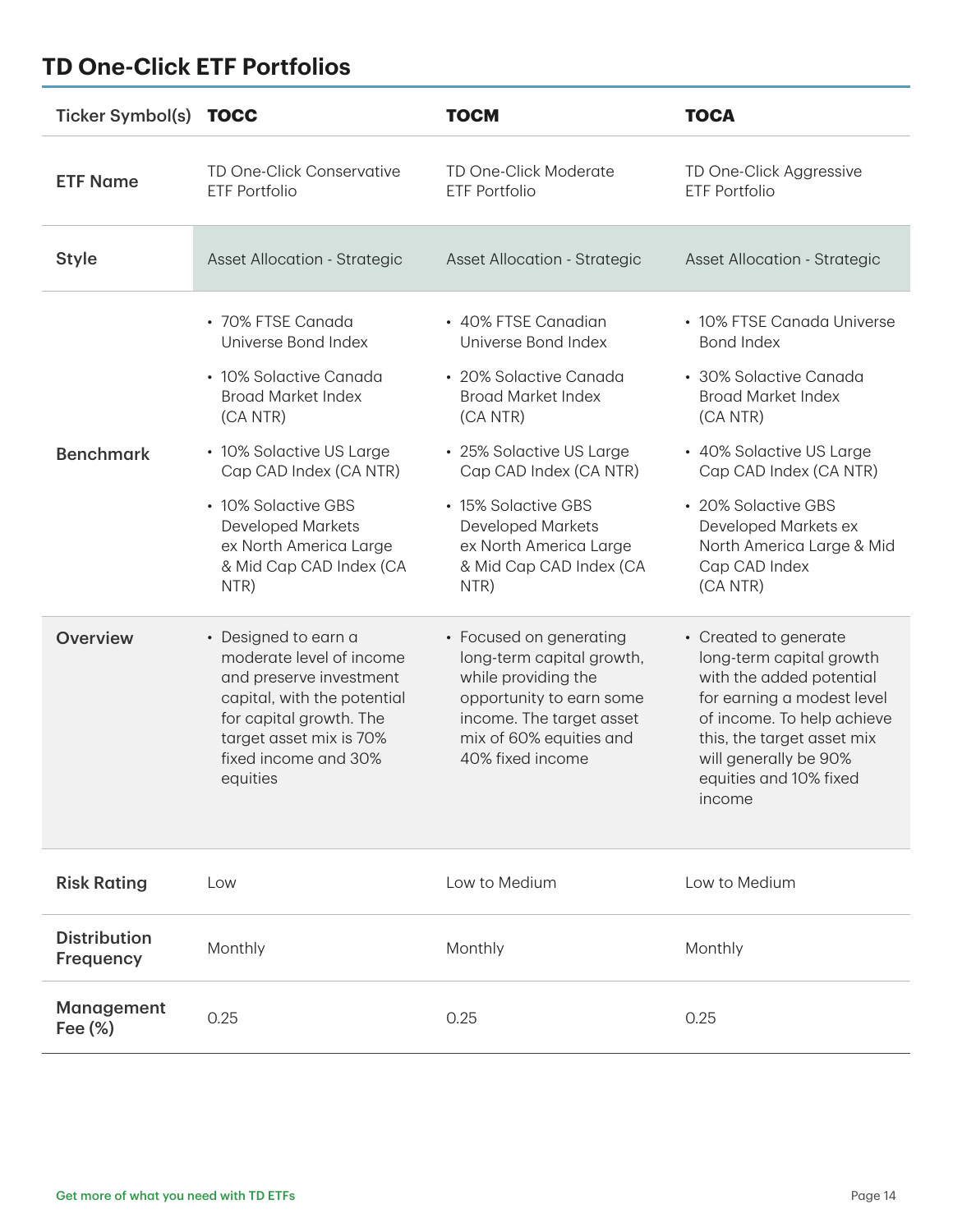## TD One-Click ETF Portfolios

| Ticker Symbol(s) | **TOCC** | **TOCM** | **TOCA** |
|---|---|---|---|
| **ETF Name** | TD One-Click Conservative ETF Portfolio | TD One-Click Moderate ETF Portfolio | TD One-Click Aggressive ETF Portfolio |
| **Style** | Asset Allocation - Strategic | Asset Allocation - Strategic | Asset Allocation - Strategic |
| **Benchmark** | • 70% FTSE Canada Universe Bond Index<br>• 10% Solactive Canada Broad Market Index (CA NTR)<br>• 10% Solactive US Large Cap CAD Index (CA NTR)<br>• 10% Solactive GBS Developed Markets ex North America Large & Mid Cap CAD Index (CA NTR) | • 40% FTSE Canadian Universe Bond Index<br>• 20% Solactive Canada Broad Market Index (CA NTR)<br>• 25% Solactive US Large Cap CAD Index (CA NTR)<br>• 15% Solactive GBS Developed Markets ex North America Large & Mid Cap CAD Index (CA NTR) | • 10% FTSE Canada Universe Bond Index<br>• 30% Solactive Canada Broad Market Index (CA NTR)<br>• 40% Solactive US Large Cap CAD Index (CA NTR)<br>• 20% Solactive GBS Developed Markets ex North America Large & Mid Cap CAD Index (CA NTR) |
| **Overview** | • Designed to earn a moderate level of income and preserve investment capital, with the potential for capital growth. The target asset mix is 70% fixed income and 30% equities | • Focused on generating long-term capital growth, while providing the opportunity to earn some income. The target asset mix of 60% equities and 40% fixed income | • Created to generate long-term capital growth with the added potential for earning a modest level of income. To help achieve this, the target asset mix will generally be 90% equities and 10% fixed income |
| **Risk Rating** | Low | Low to Medium | Low to Medium |
| **Distribution Frequency** | Monthly | Monthly | Monthly |
| **Management Fee (%)** | 0.25 | 0.25 | 0.25 |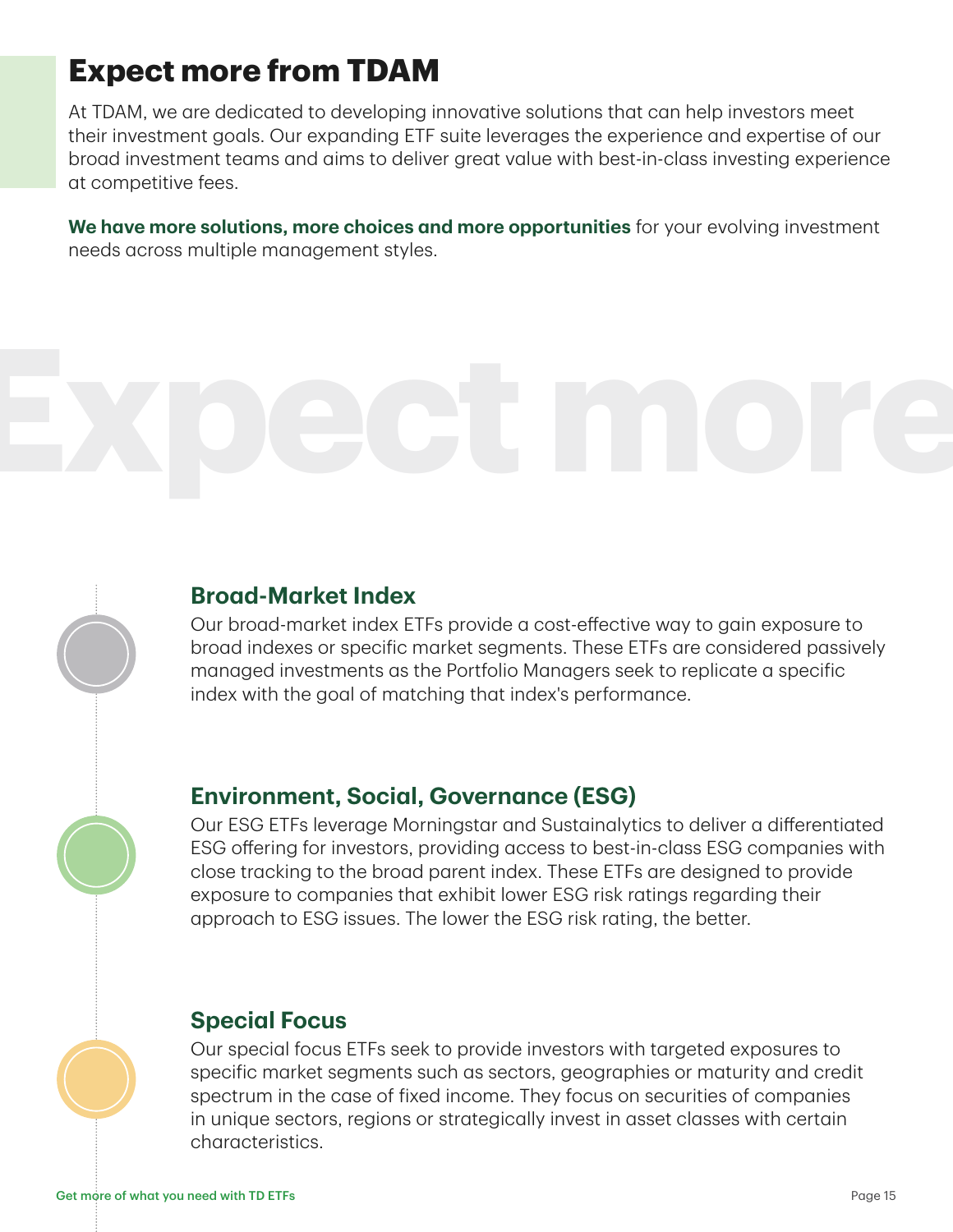# Expect more from TDAM

At TDAM, we are dedicated to developing innovative solutions that can help investors meet their investment goals. Our expanding ETF suite leverages the experience and expertise of our broad investment teams and aims to deliver great value with best-in-class investing experience at competitive fees.

**We have more solutions, more choices and more opportunities** for your evolving investment needs across multiple management styles.

## Broad-Market Index

Our broad-market index ETFs provide a cost-effective way to gain exposure to broad indexes or specific market segments. These ETFs are considered passively managed investments as the Portfolio Managers seek to replicate a specific index with the goal of matching that index's performance.

## Environment, Social, Governance (ESG)

Our ESG ETFs leverage Morningstar and Sustainalytics to deliver a differentiated ESG offering for investors, providing access to best-in-class ESG companies with close tracking to the broad parent index. These ETFs are designed to provide exposure to companies that exhibit lower ESG risk ratings regarding their approach to ESG issues. The lower the ESG risk rating, the better.

## Special Focus

Our special focus ETFs seek to provide investors with targeted exposures to specific market segments such as sectors, geographies or maturity and credit spectrum in the case of fixed income. They focus on securities of companies in unique sectors, regions or strategically invest in asset classes with certain characteristics.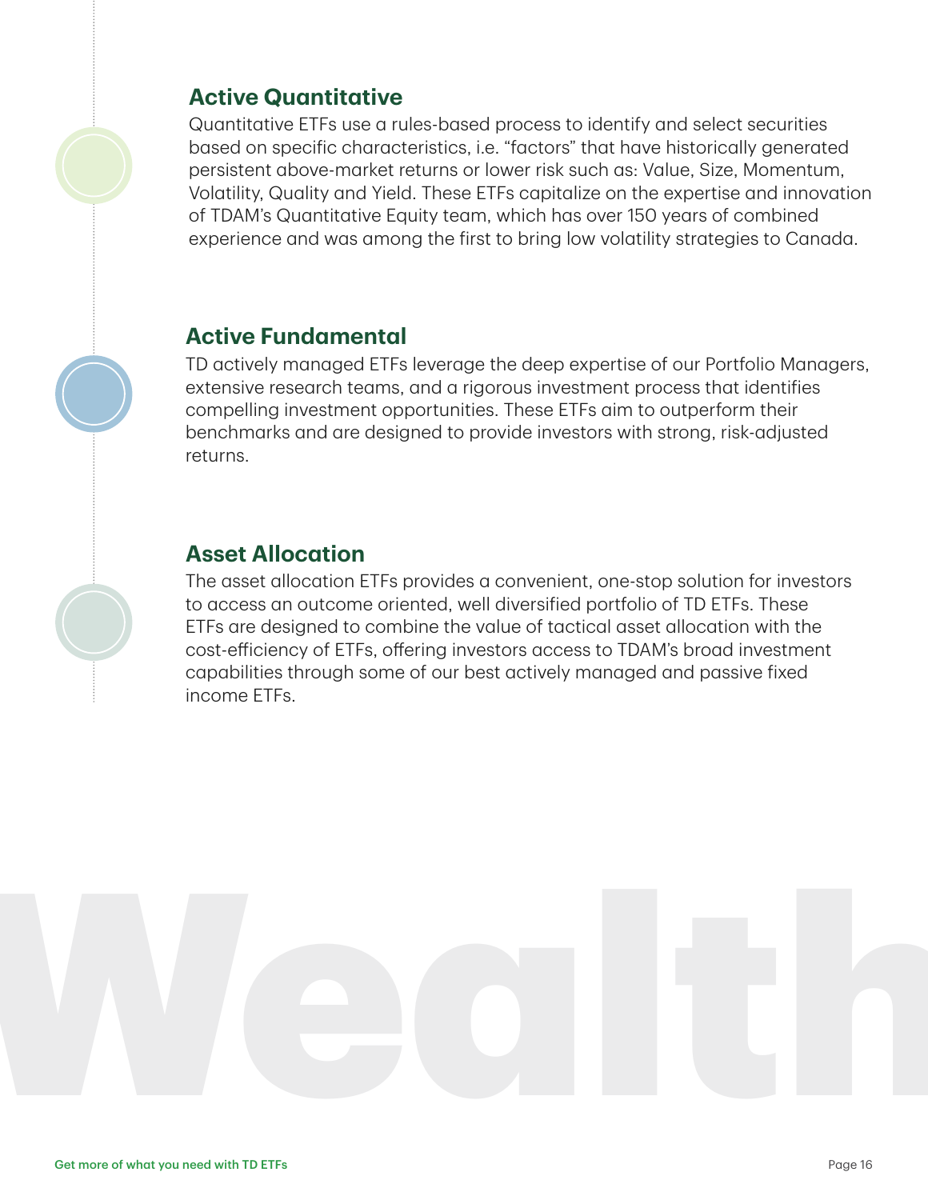## Active Quantitative

Quantitative ETFs use a rules-based process to identify and select securities based on specific characteristics, i.e. “factors” that have historically generated persistent above-market returns or lower risk such as: Value, Size, Momentum, Volatility, Quality and Yield. These ETFs capitalize on the expertise and innovation of TDAM’s Quantitative Equity team, which has over 150 years of combined experience and was among the first to bring low volatility strategies to Canada.

## Active Fundamental

TD actively managed ETFs leverage the deep expertise of our Portfolio Managers, extensive research teams, and a rigorous investment process that identifies compelling investment opportunities. These ETFs aim to outperform their benchmarks and are designed to provide investors with strong, risk-adjusted returns.

## Asset Allocation

The asset allocation ETFs provides a convenient, one-stop solution for investors to access an outcome oriented, well diversified portfolio of TD ETFs. These ETFs are designed to combine the value of tactical asset allocation with the cost-efficiency of ETFs, offering investors access to TDAM’s broad investment capabilities through some of our best actively managed and passive fixed income ETFs.

Wealth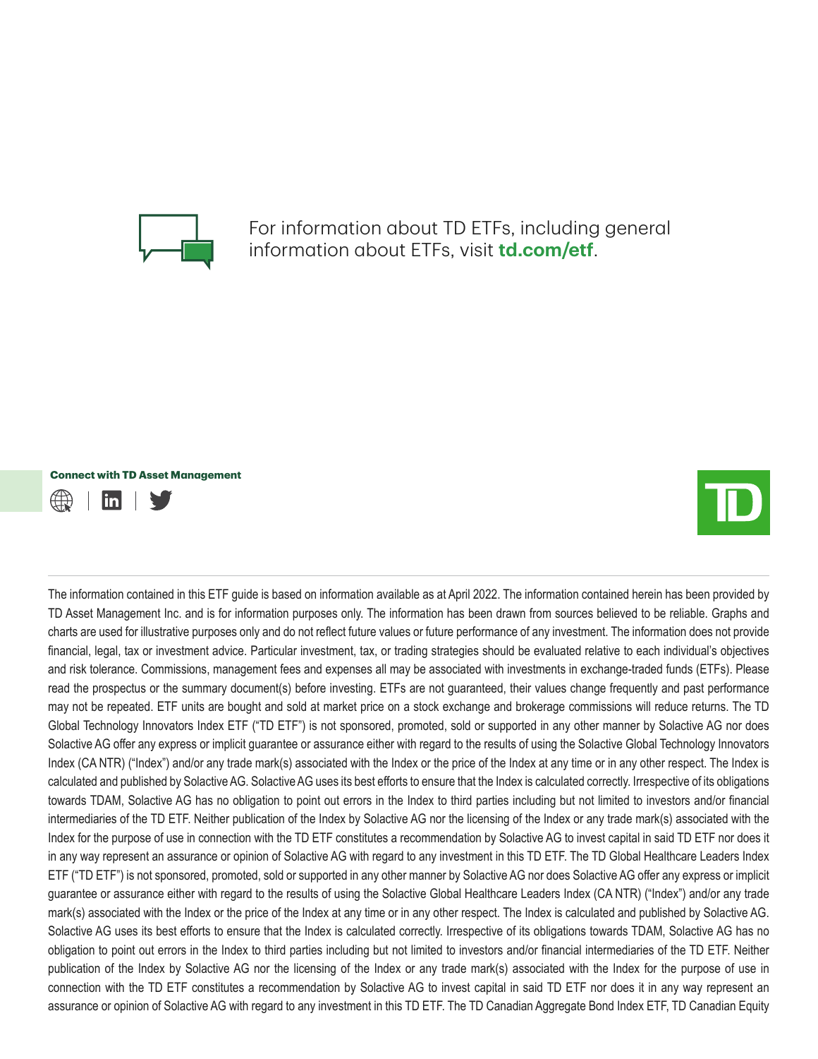For information about TD ETFs, including general information about ETFs, visit **td.com/etf**.

**Connect with TD Asset Management**

The information contained in this ETF guide is based on information available as at April 2022. The information contained herein has been provided by TD Asset Management Inc. and is for information purposes only. The information has been drawn from sources believed to be reliable. Graphs and charts are used for illustrative purposes only and do not reflect future values or future performance of any investment. The information does not provide financial, legal, tax or investment advice. Particular investment, tax, or trading strategies should be evaluated relative to each individual's objectives and risk tolerance. Commissions, management fees and expenses all may be associated with investments in exchange-traded funds (ETFs). Please read the prospectus or the summary document(s) before investing. ETFs are not guaranteed, their values change frequently and past performance may not be repeated. ETF units are bought and sold at market price on a stock exchange and brokerage commissions will reduce returns. The TD Global Technology Innovators Index ETF ("TD ETF") is not sponsored, promoted, sold or supported in any other manner by Solactive AG nor does Solactive AG offer any express or implicit guarantee or assurance either with regard to the results of using the Solactive Global Technology Innovators Index (CA NTR) ("Index") and/or any trade mark(s) associated with the Index or the price of the Index at any time or in any other respect. The Index is calculated and published by Solactive AG. Solactive AG uses its best efforts to ensure that the Index is calculated correctly. Irrespective of its obligations towards TDAM, Solactive AG has no obligation to point out errors in the Index to third parties including but not limited to investors and/or financial intermediaries of the TD ETF. Neither publication of the Index by Solactive AG nor the licensing of the Index or any trade mark(s) associated with the Index for the purpose of use in connection with the TD ETF constitutes a recommendation by Solactive AG to invest capital in said TD ETF nor does it in any way represent an assurance or opinion of Solactive AG with regard to any investment in this TD ETF. The TD Global Healthcare Leaders Index ETF ("TD ETF") is not sponsored, promoted, sold or supported in any other manner by Solactive AG nor does Solactive AG offer any express or implicit guarantee or assurance either with regard to the results of using the Solactive Global Healthcare Leaders Index (CA NTR) ("Index") and/or any trade mark(s) associated with the Index or the price of the Index at any time or in any other respect. The Index is calculated and published by Solactive AG. Solactive AG uses its best efforts to ensure that the Index is calculated correctly. Irrespective of its obligations towards TDAM, Solactive AG has no obligation to point out errors in the Index to third parties including but not limited to investors and/or financial intermediaries of the TD ETF. Neither publication of the Index by Solactive AG nor the licensing of the Index or any trade mark(s) associated with the Index for the purpose of use in connection with the TD ETF constitutes a recommendation by Solactive AG to invest capital in said TD ETF nor does it in any way represent an assurance or opinion of Solactive AG with regard to any investment in this TD ETF. The TD Canadian Aggregate Bond Index ETF, TD Canadian Equity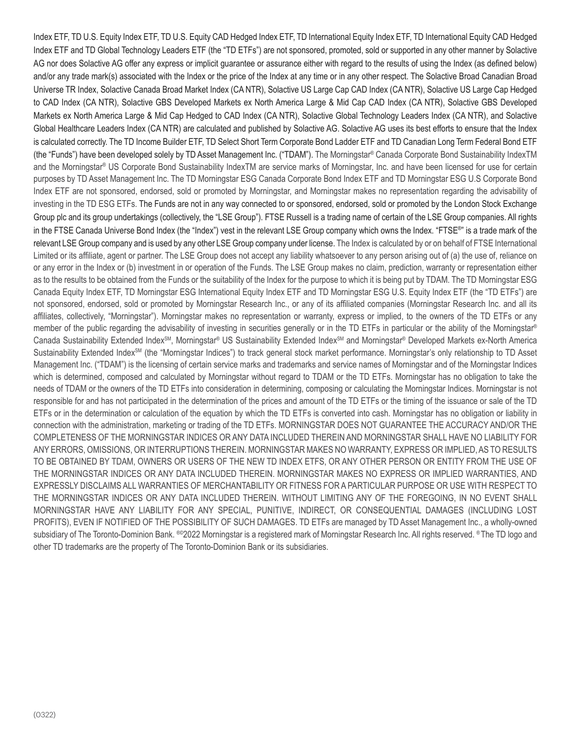Index ETF, TD U.S. Equity Index ETF, TD U.S. Equity CAD Hedged Index ETF, TD International Equity Index ETF, TD International Equity CAD Hedged Index ETF and TD Global Technology Leaders ETF (the "TD ETFs") are not sponsored, promoted, sold or supported in any other manner by Solactive AG nor does Solactive AG offer any express or implicit guarantee or assurance either with regard to the results of using the Index (as defined below) and/or any trade mark(s) associated with the Index or the price of the Index at any time or in any other respect. The Solactive Broad Canadian Broad Universe TR Index, Solactive Canada Broad Market Index (CA NTR), Solactive US Large Cap CAD Index (CA NTR), Solactive US Large Cap Hedged to CAD Index (CA NTR), Solactive GBS Developed Markets ex North America Large & Mid Cap CAD Index (CA NTR), Solactive GBS Developed Markets ex North America Large & Mid Cap Hedged to CAD Index (CA NTR), Solactive Global Technology Leaders Index (CA NTR), and Solactive Global Healthcare Leaders Index (CA NTR) are calculated and published by Solactive AG. Solactive AG uses its best efforts to ensure that the Index is calculated correctly. The TD Income Builder ETF, TD Select Short Term Corporate Bond Ladder ETF and TD Canadian Long Term Federal Bond ETF (the "Funds") have been developed solely by TD Asset Management Inc. ("TDAM"). The Morningstar® Canada Corporate Bond Sustainability IndexTM and the Morningstar® US Corporate Bond Sustainability IndexTM are service marks of Morningstar, Inc. and have been licensed for use for certain purposes by TD Asset Management Inc. The TD Morningstar ESG Canada Corporate Bond Index ETF and TD Morningstar ESG U.S Corporate Bond Index ETF are not sponsored, endorsed, sold or promoted by Morningstar, and Morningstar makes no representation regarding the advisability of investing in the TD ESG ETFs. The Funds are not in any way connected to or sponsored, endorsed, sold or promoted by the London Stock Exchange Group plc and its group undertakings (collectively, the "LSE Group"). FTSE Russell is a trading name of certain of the LSE Group companies. All rights in the FTSE Canada Universe Bond Index (the "Index") vest in the relevant LSE Group company which owns the Index. "FTSE®" is a trade mark of the relevant LSE Group company and is used by any other LSE Group company under license. The Index is calculated by or on behalf of FTSE International Limited or its affiliate, agent or partner. The LSE Group does not accept any liability whatsoever to any person arising out of (a) the use of, reliance on or any error in the Index or (b) investment in or operation of the Funds. The LSE Group makes no claim, prediction, warranty or representation either as to the results to be obtained from the Funds or the suitability of the Index for the purpose to which it is being put by TDAM. The TD Morningstar ESG Canada Equity Index ETF, TD Morningstar ESG International Equity Index ETF and TD Morningstar ESG U.S. Equity Index ETF (the "TD ETFs") are not sponsored, endorsed, sold or promoted by Morningstar Research Inc., or any of its affiliated companies (Morningstar Research Inc. and all its affiliates, collectively, "Morningstar"). Morningstar makes no representation or warranty, express or implied, to the owners of the TD ETFs or any member of the public regarding the advisability of investing in securities generally or in the TD ETFs in particular or the ability of the Morningstar® Canada Sustainability Extended Index℠, Morningstar® US Sustainability Extended Index℠ and Morningstar® Developed Markets ex-North America Sustainability Extended Index℠ (the "Morningstar Indices") to track general stock market performance. Morningstar's only relationship to TD Asset Management Inc. ("TDAM") is the licensing of certain service marks and trademarks and service names of Morningstar and of the Morningstar Indices which is determined, composed and calculated by Morningstar without regard to TDAM or the TD ETFs. Morningstar has no obligation to take the needs of TDAM or the owners of the TD ETFs into consideration in determining, composing or calculating the Morningstar Indices. Morningstar is not responsible for and has not participated in the determination of the prices and amount of the TD ETFs or the timing of the issuance or sale of the TD ETFs or in the determination or calculation of the equation by which the TD ETFs is converted into cash. Morningstar has no obligation or liability in connection with the administration, marketing or trading of the TD ETFs. MORNINGSTAR DOES NOT GUARANTEE THE ACCURACY AND/OR THE COMPLETENESS OF THE MORNINGSTAR INDICES OR ANY DATA INCLUDED THEREIN AND MORNINGSTAR SHALL HAVE NO LIABILITY FOR ANY ERRORS, OMISSIONS, OR INTERRUPTIONS THEREIN. MORNINGSTAR MAKES NO WARRANTY, EXPRESS OR IMPLIED, AS TO RESULTS TO BE OBTAINED BY TDAM, OWNERS OR USERS OF THE NEW TD INDEX ETFS, OR ANY OTHER PERSON OR ENTITY FROM THE USE OF THE MORNINGSTAR INDICES OR ANY DATA INCLUDED THEREIN. MORNINGSTAR MAKES NO EXPRESS OR IMPLIED WARRANTIES, AND EXPRESSLY DISCLAIMS ALL WARRANTIES OF MERCHANTABILITY OR FITNESS FOR A PARTICULAR PURPOSE OR USE WITH RESPECT TO THE MORNINGSTAR INDICES OR ANY DATA INCLUDED THEREIN. WITHOUT LIMITING ANY OF THE FOREGOING, IN NO EVENT SHALL MORNINGSTAR HAVE ANY LIABILITY FOR ANY SPECIAL, PUNITIVE, INDIRECT, OR CONSEQUENTIAL DAMAGES (INCLUDING LOST PROFITS), EVEN IF NOTIFIED OF THE POSSIBILITY OF SUCH DAMAGES. TD ETFs are managed by TD Asset Management Inc., a wholly-owned subsidiary of The Toronto-Dominion Bank. ®©2022 Morningstar is a registered mark of Morningstar Research Inc. All rights reserved. ® The TD logo and other TD trademarks are the property of The Toronto-Dominion Bank or its subsidiaries.

(O322)